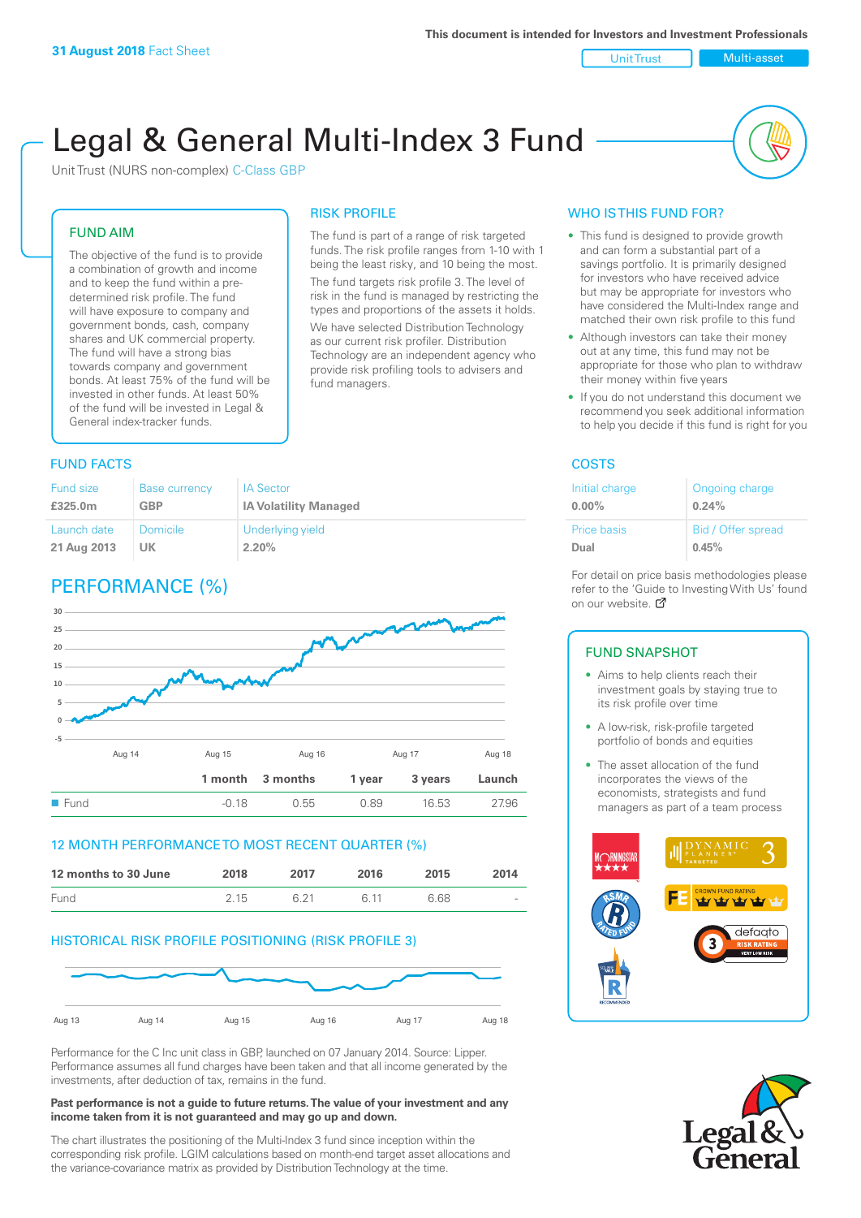**31 August 2018** Fact Sheet

This document is intended for Investors and Investment Professionals

Unit Trust | Multi-asset

# Legal & General Multi-Index 3 Fund

Unit Trust (NURS non-complex) C-Class GBP

## FUND AIM

The objective of the fund is to provide a combination of growth and income and to keep the fund within a pre-determined risk profile. The fund will have exposure to company and government bonds, cash, company shares and UK commercial property. The fund will have a strong bias towards company and government bonds. At least 75% of the fund will be invested in other funds. At least 50% of the fund will be invested in Legal & General index-tracker funds.

## RISK PROFILE

The fund is part of a range of risk targeted funds. The risk profile ranges from 1-10 with 1 being the least risky, and 10 being the most.

The fund targets risk profile 3. The level of risk in the fund is managed by restricting the types and proportions of the assets it holds. We have selected Distribution Technology as our current risk profiler. Distribution Technology are an independent agency who provide risk profiling tools to advisers and fund managers.

## WHO IS THIS FUND FOR?

- This fund is designed to provide growth and can form a substantial part of a savings portfolio. It is primarily designed for investors who have received advice but may be appropriate for investors who have considered the Multi-Index range and matched their own risk profile to this fund
- Although investors can take their money out at any time, this fund may not be appropriate for those who plan to withdraw their money within five years
- If you do not understand this document we recommend you seek additional information to help you decide if this fund is right for you

## FUND FACTS

| Fund size | Base currency | IA Sector |
|---|---|---|
| **£325.0m** | **GBP** | **IA Volatility Managed** |
| Launch date | Domicile | Underlying yield |
| **21 Aug 2013** | **UK** | **2.20%** |

## COSTS

| Initial charge | Ongoing charge |
|---|---|
| **0.00%** | **0.24%** |
| Price basis | Bid / Offer spread |
| **Dual** | **0.45%** |

For detail on price basis methodologies please refer to the 'Guide to Investing With Us' found on our website.

## PERFORMANCE (%)

| | 1 month | 3 months | 1 year | 3 years | Launch |
|---|---|---|---|---|---|
| Fund | -0.18 | 0.55 | 0.89 | 16.53 | 27.96 |

## 12 MONTH PERFORMANCE TO MOST RECENT QUARTER (%)

| 12 months to 30 June | 2018 | 2017 | 2016 | 2015 | 2014 |
|---|---|---|---|---|---|
| Fund | 2.15 | 6.21 | 6.11 | 6.68 | - |

## HISTORICAL RISK PROFILE POSITIONING (RISK PROFILE 3)

## FUND SNAPSHOT

- Aims to help clients reach their investment goals by staying true to its risk profile over time
- A low-risk, risk-profile targeted portfolio of bonds and equities
- The asset allocation of the fund incorporates the views of the economists, strategists and fund managers as part of a team process

Performance for the C Inc unit class in GBP, launched on 07 January 2014. Source: Lipper. Performance assumes all fund charges have been taken and that all income generated by the investments, after deduction of tax, remains in the fund.

**Past performance is not a guide to future returns. The value of your investment and any income taken from it is not guaranteed and may go up and down.**

The chart illustrates the positioning of the Multi-Index 3 fund since inception within the corresponding risk profile. LGIM calculations based on month-end target asset allocations and the variance-covariance matrix as provided by Distribution Technology at the time.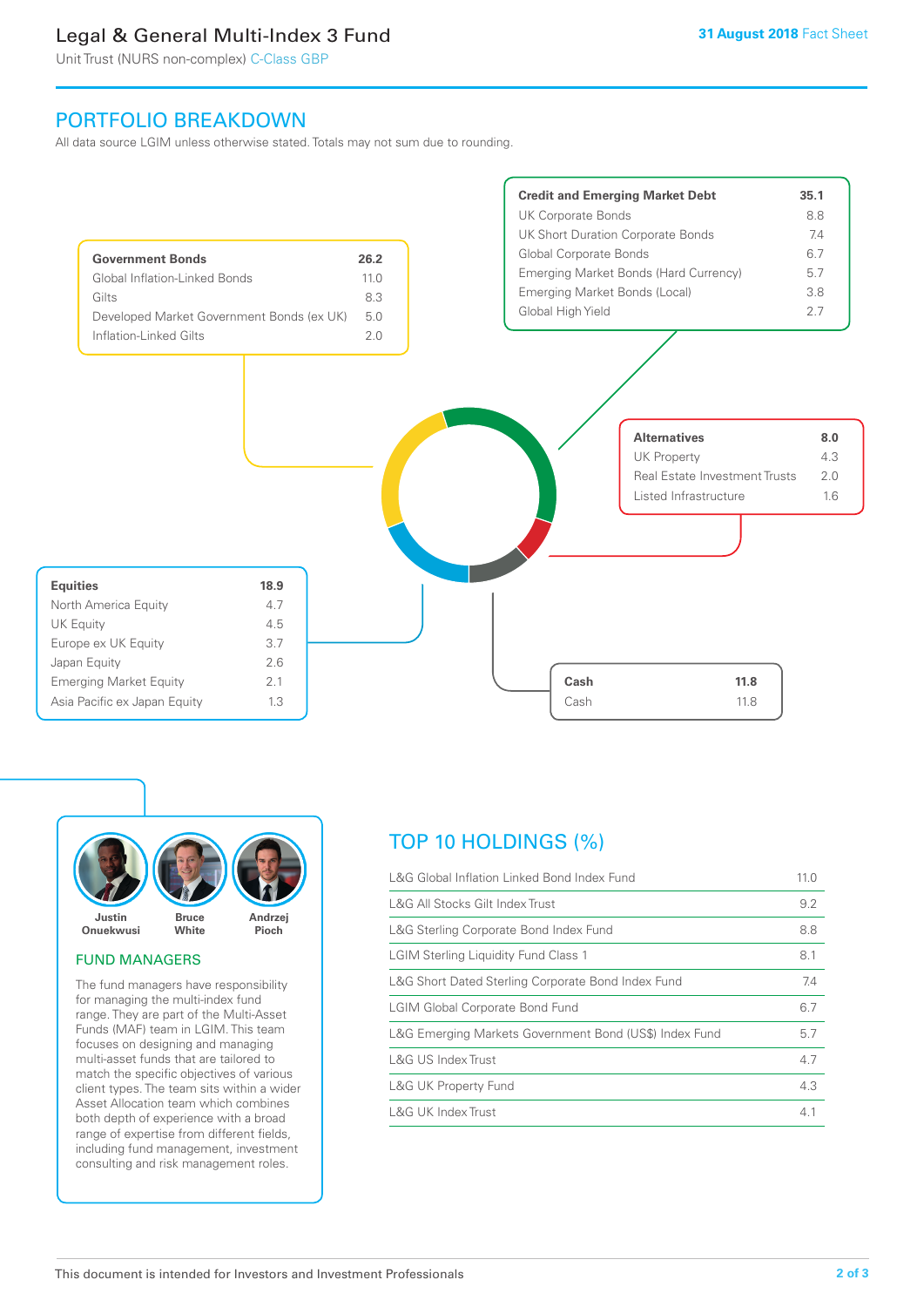# Legal & General Multi-Index 3 Fund

Unit Trust (NURS non-complex) C-Class GBP

31 August 2018 Fact Sheet

## PORTFOLIO BREAKDOWN

All data source LGIM unless otherwise stated. Totals may not sum due to rounding.

| Government Bonds | 26.2 |
|---|---|
| Global Inflation-Linked Bonds | 11.0 |
| Gilts | 8.3 |
| Developed Market Government Bonds (ex UK) | 5.0 |
| Inflation-Linked Gilts | 2.0 |

| Credit and Emerging Market Debt | 35.1 |
|---|---|
| UK Corporate Bonds | 8.8 |
| UK Short Duration Corporate Bonds | 7.4 |
| Global Corporate Bonds | 6.7 |
| Emerging Market Bonds (Hard Currency) | 5.7 |
| Emerging Market Bonds (Local) | 3.8 |
| Global High Yield | 2.7 |

| Alternatives | 8.0 |
|---|---|
| UK Property | 4.3 |
| Real Estate Investment Trusts | 2.0 |
| Listed Infrastructure | 1.6 |

| Equities | 18.9 |
|---|---|
| North America Equity | 4.7 |
| UK Equity | 4.5 |
| Europe ex UK Equity | 3.7 |
| Japan Equity | 2.6 |
| Emerging Market Equity | 2.1 |
| Asia Pacific ex Japan Equity | 1.3 |

| Cash | 11.8 |
|---|---|
| Cash | 11.8 |

Justin Onuekwusi, Bruce White, Andrzej Pioch

### FUND MANAGERS

The fund managers have responsibility for managing the multi-index fund range. They are part of the Multi-Asset Funds (MAF) team in LGIM. This team focuses on designing and managing multi-asset funds that are tailored to match the specific objectives of various client types. The team sits within a wider Asset Allocation team which combines both depth of experience with a broad range of expertise from different fields, including fund management, investment consulting and risk management roles.

## TOP 10 HOLDINGS (%)

| Holding | % |
|---|---|
| L&G Global Inflation Linked Bond Index Fund | 11.0 |
| L&G All Stocks Gilt Index Trust | 9.2 |
| L&G Sterling Corporate Bond Index Fund | 8.8 |
| LGIM Sterling Liquidity Fund Class 1 | 8.1 |
| L&G Short Dated Sterling Corporate Bond Index Fund | 7.4 |
| LGIM Global Corporate Bond Fund | 6.7 |
| L&G Emerging Markets Government Bond (US$) Index Fund | 5.7 |
| L&G US Index Trust | 4.7 |
| L&G UK Property Fund | 4.3 |
| L&G UK Index Trust | 4.1 |

This document is intended for Investors and Investment Professionals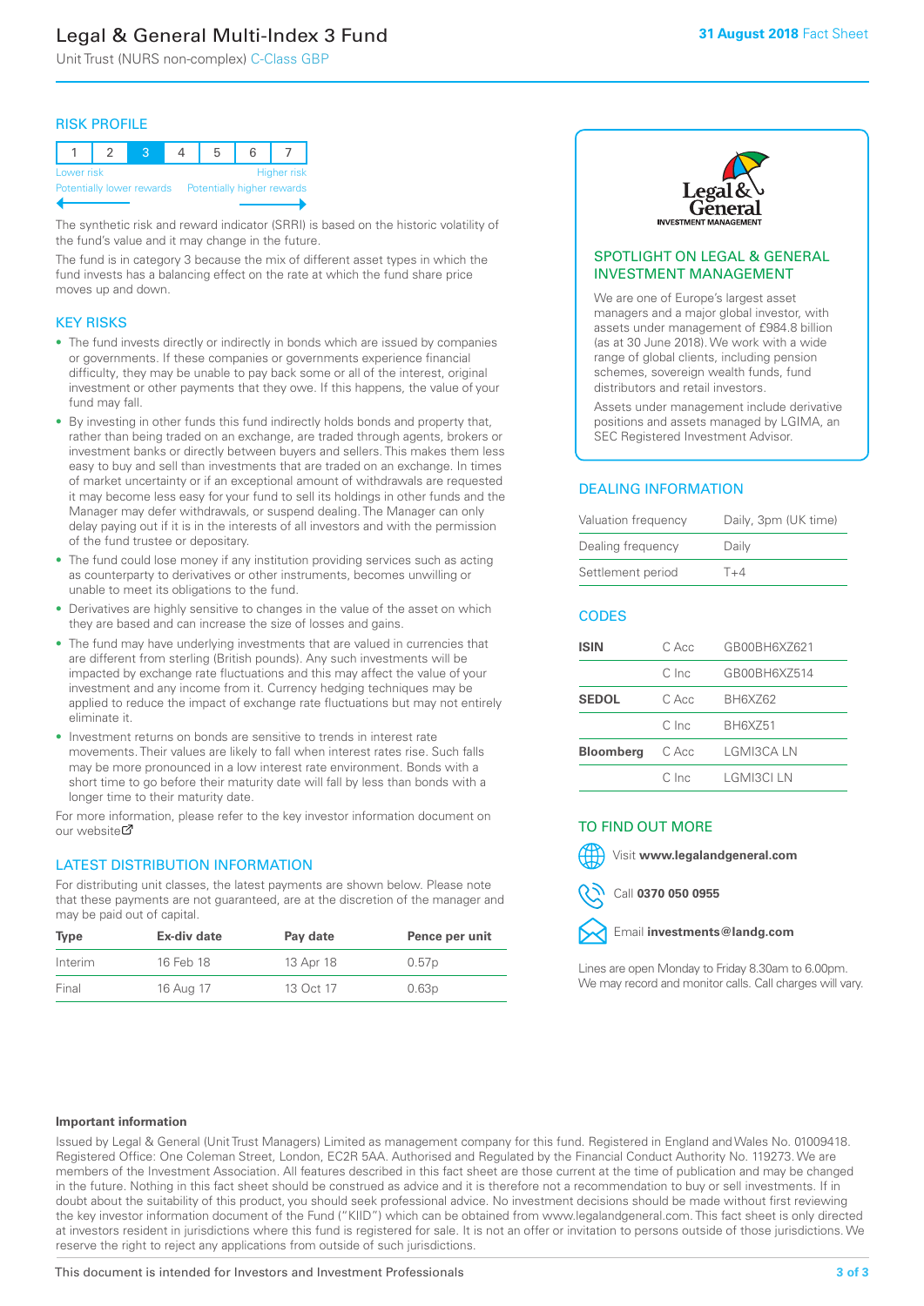# Legal & General Multi-Index 3 Fund

Unit Trust (NURS non-complex) C-Class GBP

**31 August 2018** Fact Sheet

## RISK PROFILE

| 1 | 2 | 3 | 4 | 5 | 6 | 7 |
|---|---|---|---|---|---|---|

Lower risk — Higher risk

Potentially lower rewards — Potentially higher rewards

The synthetic risk and reward indicator (SRRI) is based on the historic volatility of the fund's value and it may change in the future.

The fund is in category 3 because the mix of different asset types in which the fund invests has a balancing effect on the rate at which the fund share price moves up and down.

## KEY RISKS

- The fund invests directly or indirectly in bonds which are issued by companies or governments. If these companies or governments experience financial difficulty, they may be unable to pay back some or all of the interest, original investment or other payments that they owe. If this happens, the value of your fund may fall.
- By investing in other funds this fund indirectly holds bonds and property that, rather than being traded on an exchange, are traded through agents, brokers or investment banks or directly between buyers and sellers. This makes them less easy to buy and sell than investments that are traded on an exchange. In times of market uncertainty or if an exceptional amount of withdrawals are requested it may become less easy for your fund to sell its holdings in other funds and the Manager may defer withdrawals, or suspend dealing. The Manager can only delay paying out if it is in the interests of all investors and with the permission of the fund trustee or depositary.
- The fund could lose money if any institution providing services such as acting as counterparty to derivatives or other instruments, becomes unwilling or unable to meet its obligations to the fund.
- Derivatives are highly sensitive to changes in the value of the asset on which they are based and can increase the size of losses and gains.
- The fund may have underlying investments that are valued in currencies that are different from sterling (British pounds). Any such investments will be impacted by exchange rate fluctuations and this may affect the value of your investment and any income from it. Currency hedging techniques may be applied to reduce the impact of exchange rate fluctuations but may not entirely eliminate it.
- Investment returns on bonds are sensitive to trends in interest rate movements. Their values are likely to fall when interest rates rise. Such falls may be more pronounced in a low interest rate environment. Bonds with a short time to go before their maturity date will fall by less than bonds with a longer time to their maturity date.

For more information, please refer to the key investor information document on our website

## LATEST DISTRIBUTION INFORMATION

For distributing unit classes, the latest payments are shown below. Please note that these payments are not guaranteed, are at the discretion of the manager and may be paid out of capital.

| Type | Ex-div date | Pay date | Pence per unit |
|---|---|---|---|
| Interim | 16 Feb 18 | 13 Apr 18 | 0.57p |
| Final | 16 Aug 17 | 13 Oct 17 | 0.63p |

## SPOTLIGHT ON LEGAL & GENERAL INVESTMENT MANAGEMENT

We are one of Europe's largest asset managers and a major global investor, with assets under management of £984.8 billion (as at 30 June 2018). We work with a wide range of global clients, including pension schemes, sovereign wealth funds, fund distributors and retail investors.

Assets under management include derivative positions and assets managed by LGIMA, an SEC Registered Investment Advisor.

## DEALING INFORMATION

| | |
|---|---|
| Valuation frequency | Daily, 3pm (UK time) |
| Dealing frequency | Daily |
| Settlement period | T+4 |

## CODES

| | | |
|---|---|---|
| **ISIN** | C Acc | GB00BH6XZ621 |
| | C Inc | GB00BH6XZ514 |
| **SEDOL** | C Acc | BH6XZ62 |
| | C Inc | BH6XZ51 |
| **Bloomberg** | C Acc | LGMI3CA LN |
| | C Inc | LGMI3CI LN |

## TO FIND OUT MORE

Visit **www.legalandgeneral.com**

Call **0370 050 0955**

Email **investments@landg.com**

Lines are open Monday to Friday 8.30am to 6.00pm. We may record and monitor calls. Call charges will vary.

**Important information**

Issued by Legal & General (Unit Trust Managers) Limited as management company for this fund. Registered in England and Wales No. 01009418. Registered Office: One Coleman Street, London, EC2R 5AA. Authorised and Regulated by the Financial Conduct Authority No. 119273. We are members of the Investment Association. All features described in this fact sheet are those current at the time of publication and may be changed in the future. Nothing in this fact sheet should be construed as advice and it is therefore not a recommendation to buy or sell investments. If in doubt about the suitability of this product, you should seek professional advice. No investment decisions should be made without first reviewing the key investor information document of the Fund ("KIID") which can be obtained from www.legalandgeneral.com. This fact sheet is only directed at investors resident in jurisdictions where this fund is registered for sale. It is not an offer or invitation to persons outside of those jurisdictions. We reserve the right to reject any applications from outside of such jurisdictions.

This document is intended for Investors and Investment Professionals